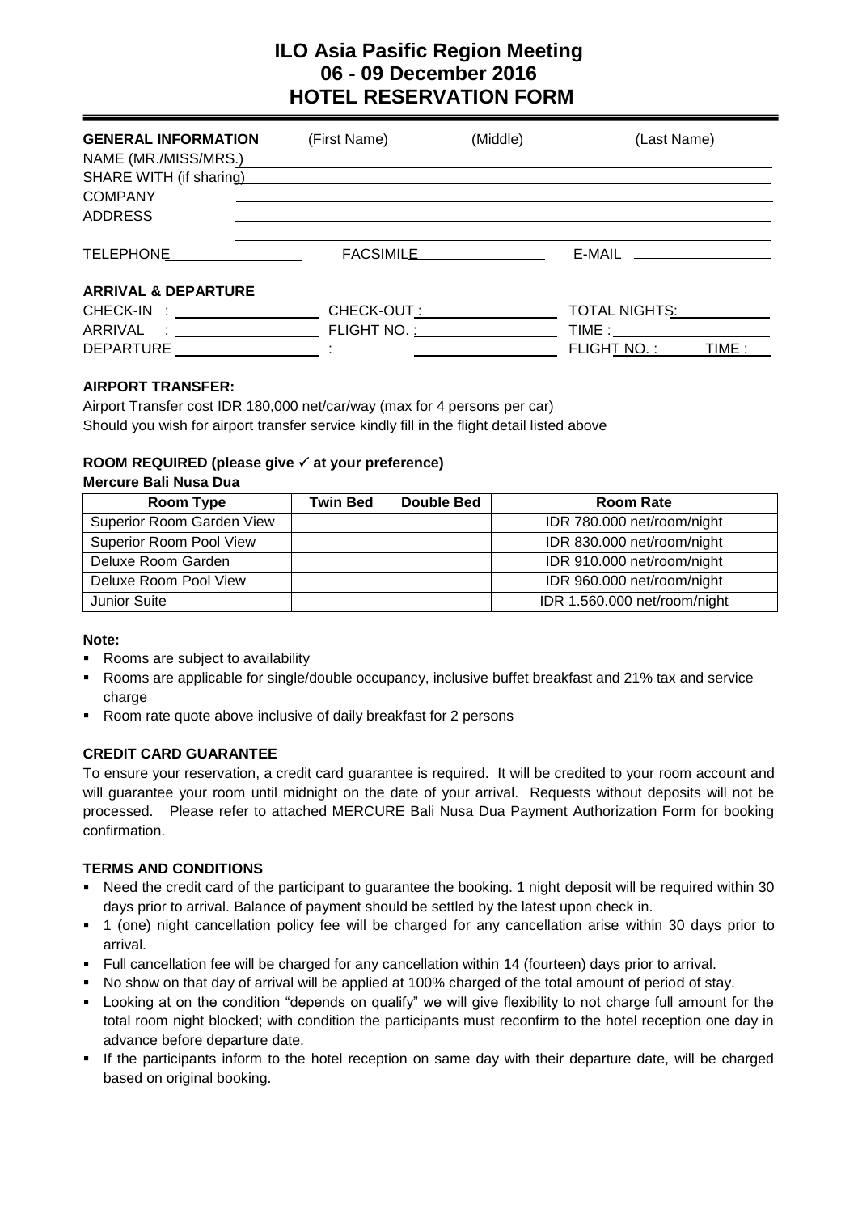# ILO Asia Pasific Region Meeting
# 06 - 09 December 2016
# HOTEL RESERVATION FORM

**GENERAL INFORMATION** (First Name) (Middle) (Last Name)

NAME (MR./MISS/MRS.) ____________________

SHARE WITH (if sharing) ____________________

COMPANY ____________________

ADDRESS ____________________

TELEPHONE ____________ FACSIMILE ____________ E-MAIL ____________

**ARRIVAL & DEPARTURE**

CHECK-IN : ____________ CHECK-OUT : ____________ TOTAL NIGHTS: ____________

ARRIVAL : ____________ FLIGHT NO. : ____________ TIME : ____________

DEPARTURE ____________ : ____________ FLIGHT NO. : ______ TIME : ______

**AIRPORT TRANSFER:**

Airport Transfer cost IDR 180,000 net/car/way (max for 4 persons per car)

Should you wish for airport transfer service kindly fill in the flight detail listed above

**ROOM REQUIRED (please give ✓ at your preference)**

**Mercure Bali Nusa Dua**

| Room Type | Twin Bed | Double Bed | Room Rate |
| --- | --- | --- | --- |
| Superior Room Garden View | | | IDR 780.000 net/room/night |
| Superior Room Pool View | | | IDR 830.000 net/room/night |
| Deluxe Room Garden | | | IDR 910.000 net/room/night |
| Deluxe Room Pool View | | | IDR 960.000 net/room/night |
| Junior Suite | | | IDR 1.560.000 net/room/night |

**Note:**

- Rooms are subject to availability
- Rooms are applicable for single/double occupancy, inclusive buffet breakfast and 21% tax and service charge
- Room rate quote above inclusive of daily breakfast for 2 persons

**CREDIT CARD GUARANTEE**

To ensure your reservation, a credit card guarantee is required. It will be credited to your room account and will guarantee your room until midnight on the date of your arrival. Requests without deposits will not be processed. Please refer to attached MERCURE Bali Nusa Dua Payment Authorization Form for booking confirmation.

**TERMS AND CONDITIONS**

- Need the credit card of the participant to guarantee the booking. 1 night deposit will be required within 30 days prior to arrival. Balance of payment should be settled by the latest upon check in.
- 1 (one) night cancellation policy fee will be charged for any cancellation arise within 30 days prior to arrival.
- Full cancellation fee will be charged for any cancellation within 14 (fourteen) days prior to arrival.
- No show on that day of arrival will be applied at 100% charged of the total amount of period of stay.
- Looking at on the condition "depends on qualify" we will give flexibility to not charge full amount for the total room night blocked; with condition the participants must reconfirm to the hotel reception one day in advance before departure date.
- If the participants inform to the hotel reception on same day with their departure date, will be charged based on original booking.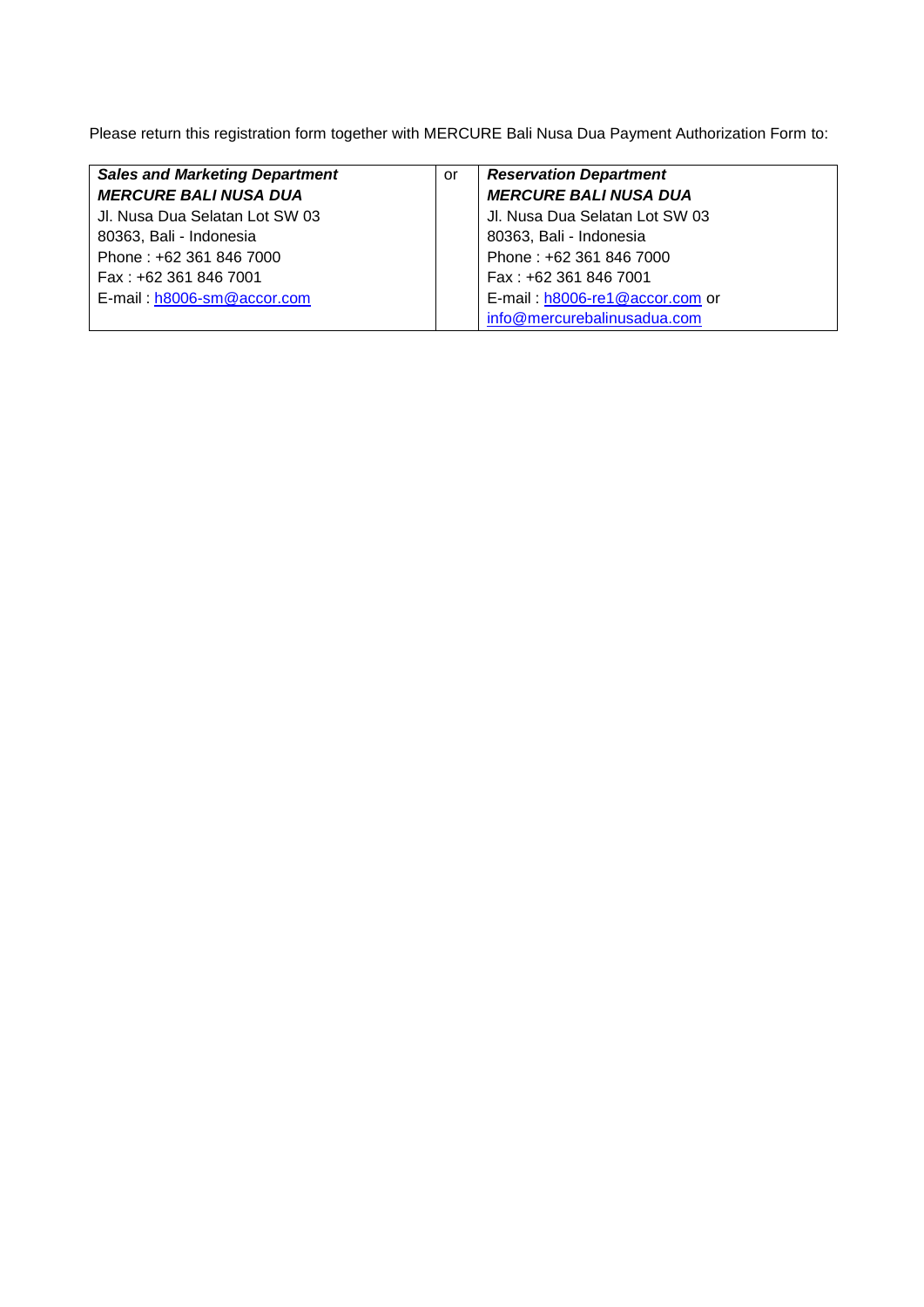Please return this registration form together with MERCURE Bali Nusa Dua Payment Authorization Form to:

| | | |
|---|---|---|
| ***Sales and Marketing Department*** | or | ***Reservation Department*** |
| ***MERCURE BALI NUSA DUA*** | | ***MERCURE BALI NUSA DUA*** |
| Jl. Nusa Dua Selatan Lot SW 03 | | Jl. Nusa Dua Selatan Lot SW 03 |
| 80363, Bali - Indonesia | | 80363, Bali - Indonesia |
| Phone : +62 361 846 7000 | | Phone : +62 361 846 7000 |
| Fax : +62 361 846 7001 | | Fax : +62 361 846 7001 |
| E-mail : h8006-sm@accor.com | | E-mail : h8006-re1@accor.com or |
| | | info@mercurebalinusadua.com |